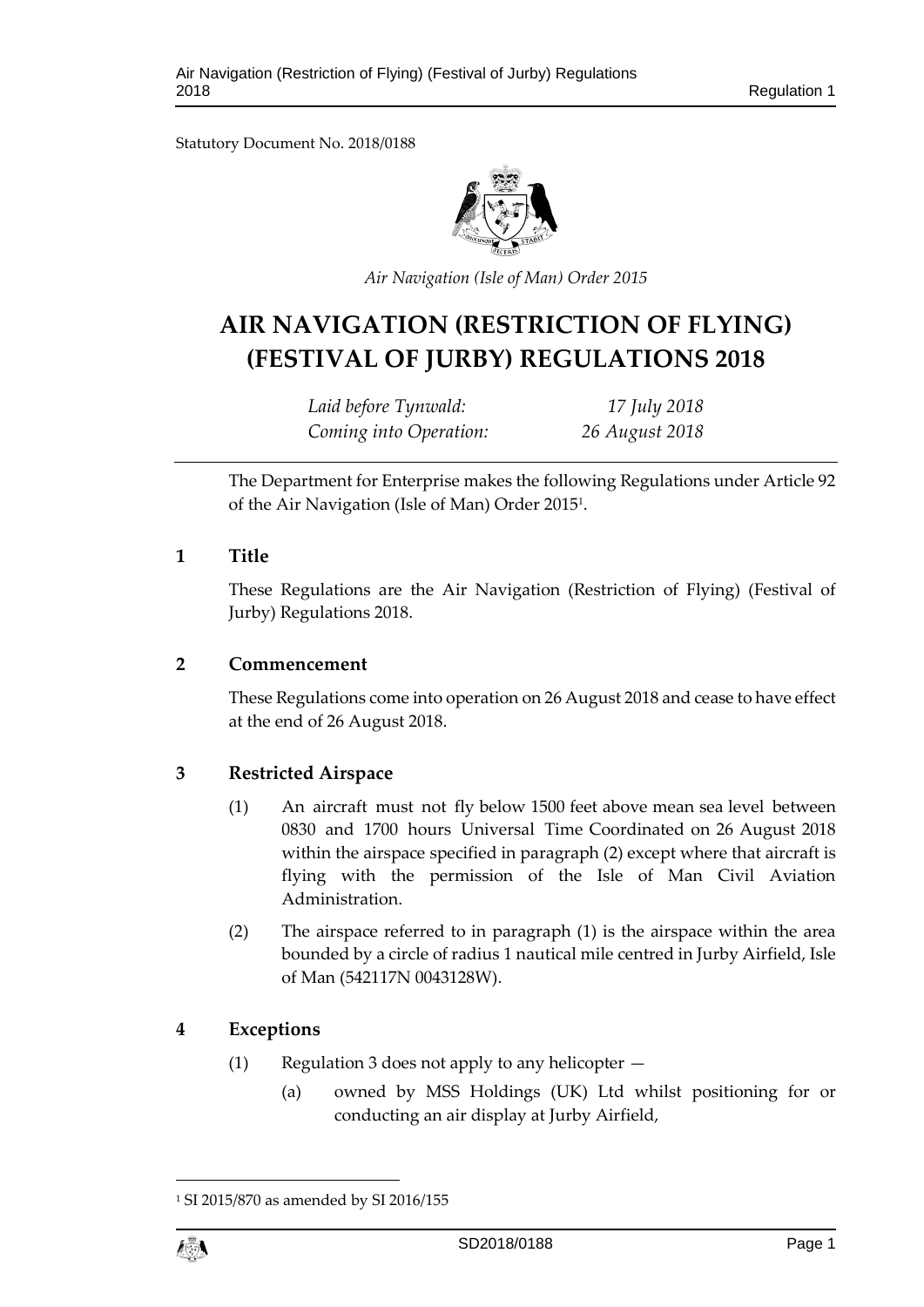Statutory Document No. 2018/0188

*Air Navigation (Isle of Man) Order 2015*

# AIR NAVIGATION (RESTRICTION OF FLYING) (FESTIVAL OF JURBY) REGULATIONS 2018

| | |
|---|---|
| *Laid before Tynwald:* | *17 July 2018* |
| *Coming into Operation:* | *26 August 2018* |

The Department for Enterprise makes the following Regulations under Article 92 of the Air Navigation (Isle of Man) Order 2015[1].

## 1 Title

These Regulations are the Air Navigation (Restriction of Flying) (Festival of Jurby) Regulations 2018.

## 2 Commencement

These Regulations come into operation on 26 August 2018 and cease to have effect at the end of 26 August 2018.

## 3 Restricted Airspace

(1) An aircraft must not fly below 1500 feet above mean sea level between 0830 and 1700 hours Universal Time Coordinated on 26 August 2018 within the airspace specified in paragraph (2) except where that aircraft is flying with the permission of the Isle of Man Civil Aviation Administration.

(2) The airspace referred to in paragraph (1) is the airspace within the area bounded by a circle of radius 1 nautical mile centred in Jurby Airfield, Isle of Man (542117N 0043128W).

## 4 Exceptions

(1) Regulation 3 does not apply to any helicopter —

(a) owned by MSS Holdings (UK) Ltd whilst positioning for or conducting an air display at Jurby Airfield,

---

[1] SI 2015/870 as amended by SI 2016/155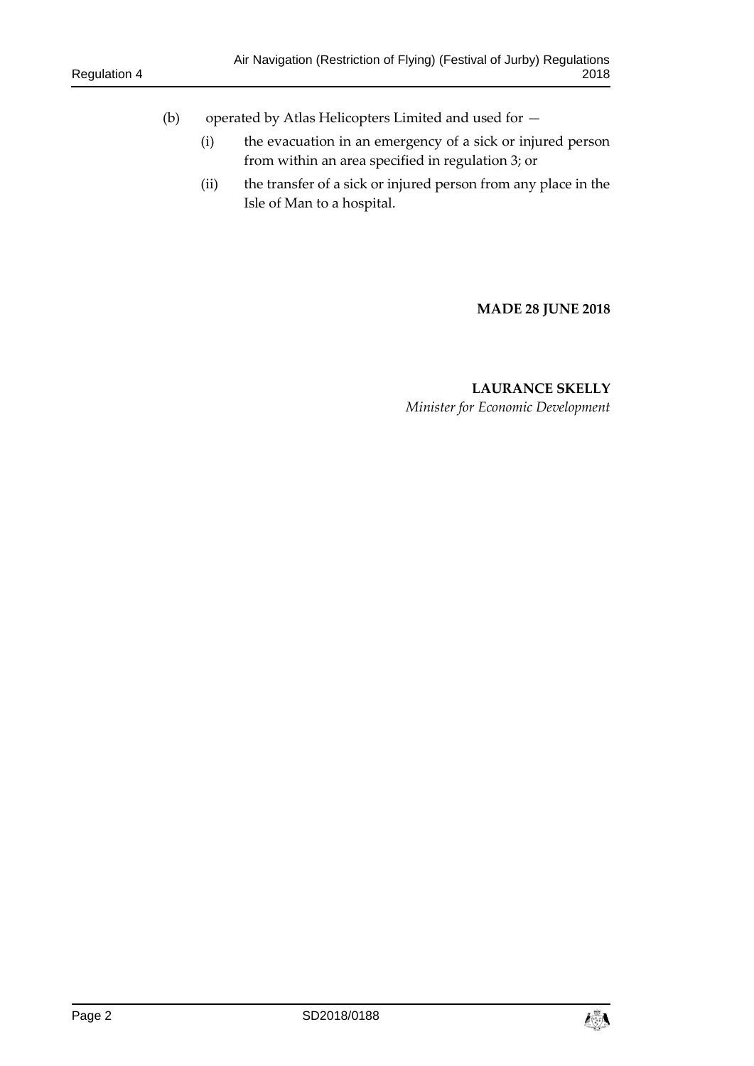(b) operated by Atlas Helicopters Limited and used for —

  (i) the evacuation in an emergency of a sick or injured person from within an area specified in regulation 3; or

  (ii) the transfer of a sick or injured person from any place in the Isle of Man to a hospital.

**MADE 28 JUNE 2018**

**LAURANCE SKELLY**
*Minister for Economic Development*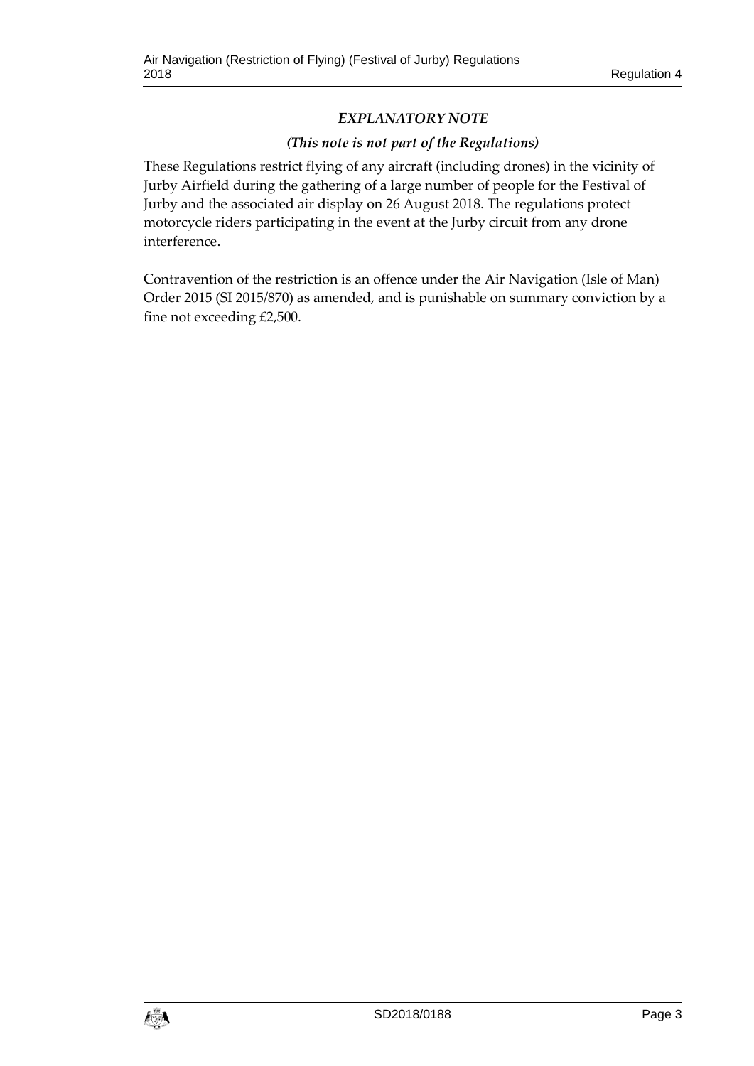*EXPLANATORY NOTE*

*(This note is not part of the Regulations)*

These Regulations restrict flying of any aircraft (including drones) in the vicinity of Jurby Airfield during the gathering of a large number of people for the Festival of Jurby and the associated air display on 26 August 2018. The regulations protect motorcycle riders participating in the event at the Jurby circuit from any drone interference.

Contravention of the restriction is an offence under the Air Navigation (Isle of Man) Order 2015 (SI 2015/870) as amended, and is punishable on summary conviction by a fine not exceeding £2,500.